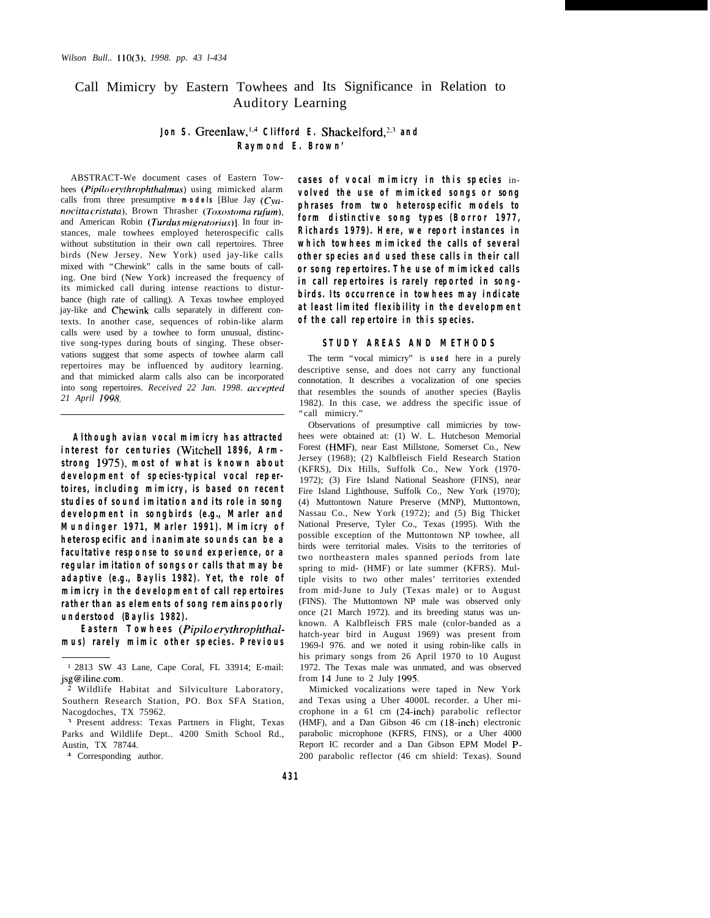# Call Mimicry by Eastern Towhees and Its Significance in Relation to Auditory Learning

**Jon S. Greenlaw,[1,4] Clifford E. Shackelford,[2,3] and Raymond E. Brown[2]**

ABSTRACT-We document cases of Eastern Towhees (*Pipilo erythrophthalmus*) using mimicked alarm calls from three presumptive models [Blue Jay (*Cyanocitta cristata*), Brown Thrasher (*Toxostoma rufum*), and American Robin (*Turdus migratorius*)]. In four instances, male towhees employed heterospecific calls without substitution in their own call repertoires. Three birds (New Jersey. New York) used jay-like calls mixed with "Chewink" calls in the same bouts of calling. One bird (New York) increased the frequency of its mimicked call during intense reactions to disturbance (high rate of calling). A Texas towhee employed jay-like and Chewink calls separately in different contexts. In another case, sequences of robin-like alarm calls were used by a towhee to form unusual, distinctive song-types during bouts of singing. These observations suggest that some aspects of towhee alarm call repertoires may be influenced by auditory learning. and that mimicked alarm calls also can be incorporated into song repertoires. *Received 22 Jan. 1998. accepted 21 April 1998.*

---

Although avian vocal mimicry has attracted interest for centuries (Witchell 1896, Armstrong 1975), most of what is known about development of species-typical vocal repertoires, including mimicry, is based on recent studies of sound imitation and its role in song development in songbirds (e.g., Marler and Mundinger 1971, Marler 1991). Mimicry of heterospecific and inanimate sounds can be a facultative response to sound experience, or a regular imitation of songs or calls that may be adaptive (e.g., Baylis 1982). Yet, the role of mimicry in the development of call repertoires rather than as elements of song remains poorly understood (Baylis 1982).

Eastern Towhees (*Pipilo erythrophthalmus*) rarely mimic other species. Previous cases of vocal mimicry in this species involved the use of mimicked songs or song phrases from two heterospecific models to form distinctive song types (Borror 1977, Richards 1979). Here, we report instances in which towhees mimicked the calls of several other species and used these calls in their call or song repertoires. The use of mimicked calls in call repertoires is rarely reported in songbirds. Its occurrence in towhees may indicate at least limited flexibility in the development of the call repertoire in this species.

## STUDY AREAS AND METHODS

The term "vocal mimicry" is used here in a purely descriptive sense, and does not carry any functional connotation. It describes a vocalization of one species that resembles the sounds of another species (Baylis 1982). In this case, we address the specific issue of "call mimicry."

Observations of presumptive call mimicries by towhees were obtained at: (1) W. L. Hutcheson Memorial Forest (HMF), near East Millstone, Somerset Co., New Jersey (1968); (2) Kalbfleisch Field Research Station (KFRS), Dix Hills, Suffolk Co., New York (1970-1972); (3) Fire Island National Seashore (FINS), near Fire Island Lighthouse, Suffolk Co., New York (1970); (4) Muttontown Nature Preserve (MNP), Muttontown, Nassau Co., New York (1972); and (5) Big Thicket National Preserve, Tyler Co., Texas (1995). With the possible exception of the Muttontown NP towhee, all birds were territorial males. Visits to the territories of two northeastern males spanned periods from late spring to mid- (HMF) or late summer (KFRS). Multiple visits to two other males' territories extended from mid-June to July (Texas male) or to August (FINS). The Muttontown NP male was observed only once (21 March 1972). and its breeding status was unknown. A Kalbfleisch FRS male (color-banded as a hatch-year bird in August 1969) was present from 1969-1976. and we noted it using robin-like calls in his primary songs from 26 April 1970 to 10 August 1972. The Texas male was unmated, and was observed from 14 June to 2 July 1995.

Mimicked vocalizations were taped in New York and Texas using a Uher 4000L recorder. a Uher microphone in a 61 cm (24-inch) parabolic reflector (HMF), and a Dan Gibson 46 cm (18-inch) electronic parabolic microphone (KFRS, FINS), or a Uher 4000 Report IC recorder and a Dan Gibson EPM Model P-200 parabolic reflector (46 cm shield: Texas). Sound

---

[1] 2813 SW 43 Lane, Cape Coral, FL 33914; E-mail: jsg@iline.com.

[2] Wildlife Habitat and Silviculture Laboratory, Southern Research Station, PO. Box SFA Station, Nacogdoches, TX 75962.

[3] Present address: Texas Partners in Flight, Texas Parks and Wildlife Dept.. 4200 Smith School Rd., Austin, TX 78744.

[4] Corresponding author.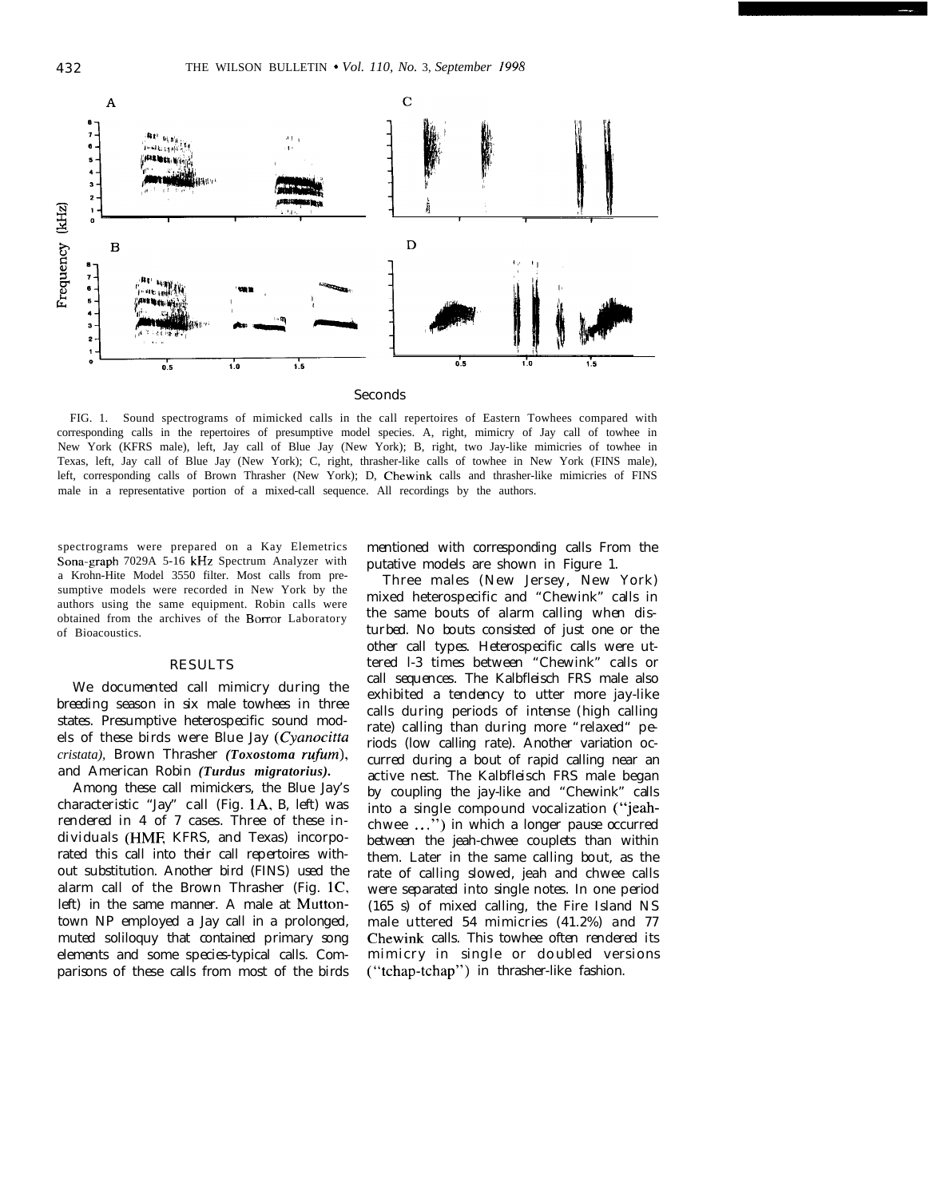FIG. 1. Sound spectrograms of mimicked calls in the call repertoires of Eastern Towhees compared with corresponding calls in the repertoires of presumptive model species. A, right, mimicry of Jay call of towhee in New York (KFRS male), left, Jay call of Blue Jay (New York); B, right, two Jay-like mimicries of towhee in Texas, left, Jay call of Blue Jay (New York); C, right, thrasher-like calls of towhee in New York (FINS male), left, corresponding calls of Brown Thrasher (New York); D, Chewink calls and thrasher-like mimicries of FINS male in a representative portion of a mixed-call sequence. All recordings by the authors.

spectrograms were prepared on a Kay Elemetrics Sona-graph 7029A 5-16 kHz Spectrum Analyzer with a Krohn-Hite Model 3550 filter. Most calls from presumptive models were recorded in New York by the authors using the same equipment. Robin calls were obtained from the archives of the Borror Laboratory of Bioacoustics.

## RESULTS

We documented call mimicry during the breeding season in six male towhees in three states. Presumptive heterospecific sound models of these birds were Blue Jay (*Cyanocitta cristata*), Brown Thrasher (***Toxostoma rufum***), and American Robin (***Turdus migratorius***).

Among these call mimickers, the Blue Jay's characteristic "Jay" call (Fig. 1A, B, left) was rendered in 4 of 7 cases. Three of these individuals (HMF, KFRS, and Texas) incorporated this call into their call repertoires without substitution. Another bird (FINS) used the alarm call of the Brown Thrasher (Fig. 1C, left) in the same manner. A male at Muttontown NP employed a Jay call in a prolonged, muted soliloquy that contained primary song elements and some species-typical calls. Comparisons of these calls from most of the birds mentioned with corresponding calls From the putative models are shown in Figure 1.

Three males (New Jersey, New York) mixed heterospecific and "Chewink" calls in the same bouts of alarm calling when disturbed. No bouts consisted of just one or the other call types. Heterospecific calls were uttered 1-3 times between "Chewink" calls or call sequences. The Kalbfleisch FRS male also exhibited a tendency to utter more jay-like calls during periods of intense (high calling rate) calling than during more "relaxed" periods (low calling rate). Another variation occurred during a bout of rapid calling near an active nest. The Kalbfleisch FRS male began by coupling the jay-like and "Chewink" calls into a single compound vocalization ("jeah-chwee ...") in which a longer pause occurred between the jeah-chwee couplets than within them. Later in the same calling bout, as the rate of calling slowed, jeah and chwee calls were separated into single notes. In one period (165 s) of mixed calling, the Fire Island NS male uttered 54 mimicries (41.2%) and 77 Chewink calls. This towhee often rendered its mimicry in single or doubled versions ("tchap-tchap") in thrasher-like fashion.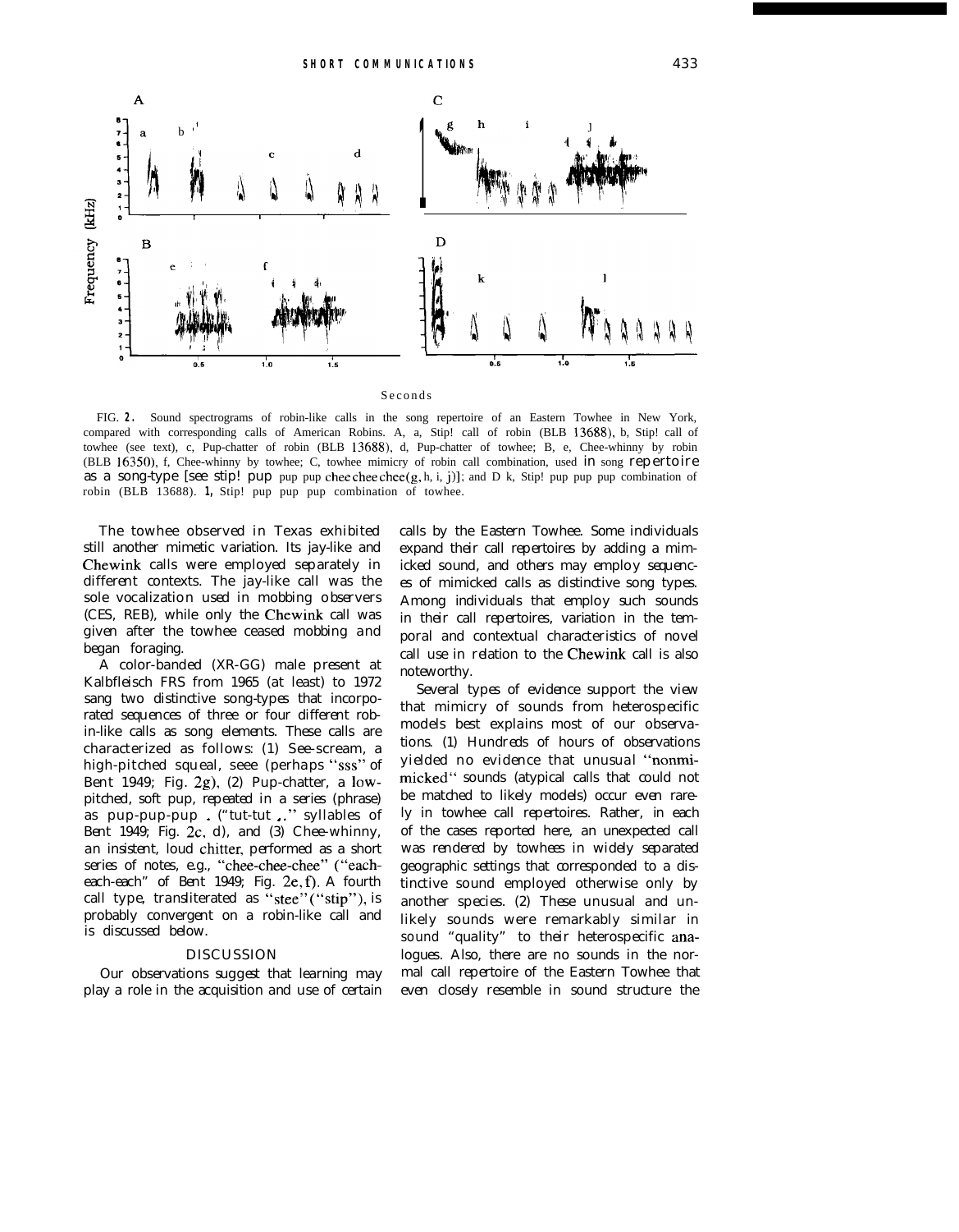FIG. 2. Sound spectrograms of robin-like calls in the song repertoire of an Eastern Towhee in New York, compared with corresponding calls of American Robins. A, a, Stip! call of robin (BLB 13688), b, Stip! call of towhee (see text), c, Pup-chatter of robin (BLB 13688), d, Pup-chatter of towhee; B, e, Chee-whinny by robin (BLB 16350), f, Chee-whinny by towhee; C, towhee mimicry of robin call combination, used in song repertoire as a song-type [see stip! pup pup pup chee chee chee (g, h, i, j)]; and D k, Stip! pup pup pup combination of robin (BLB 13688). l, Stip! pup pup pup combination of towhee.

The towhee observed in Texas exhibited still another mimetic variation. Its jay-like and Chewink calls were employed separately in different contexts. The jay-like call was the sole vocalization used in mobbing observers (CES, REB), while only the Chewink call was given after the towhee ceased mobbing and began foraging.

A color-banded (XR-GG) male present at Kalbfleisch FRS from 1965 (at least) to 1972 sang two distinctive song-types that incorporated sequences of three or four different robin-like calls as song elements. These calls are characterized as follows: (1) See-scream, a high-pitched squeal, seee (perhaps "sss" of Bent 1949; Fig. 2g), (2) Pup-chatter, a low-pitched, soft pup, repeated in a series (phrase) as pup-pup-pup . ("tut-tut .." syllables of Bent 1949; Fig. 2c, d), and (3) Chee-whinny, an insistent, loud chitter, performed as a short series of notes, e.g., "chee-chee-chee" ("each-each-each" of Bent 1949; Fig. 2e, f). A fourth call type, transliterated as "stee" ("stip"), is probably convergent on a robin-like call and is discussed below.

## DISCUSSION

Our observations suggest that learning may play a role in the acquisition and use of certain calls by the Eastern Towhee. Some individuals expand their call repertoires by adding a mimicked sound, and others may employ sequences of mimicked calls as distinctive song types. Among individuals that employ such sounds in their call repertoires, variation in the temporal and contextual characteristics of novel call use in relation to the Chewink call is also noteworthy.

Several types of evidence support the view that mimicry of sounds from heterospecific models best explains most of our observations. (1) Hundreds of hours of observations yielded no evidence that unusual "nonmimicked" sounds (atypical calls that could not be matched to likely models) occur even rarely in towhee call repertoires. Rather, in each of the cases reported here, an unexpected call was rendered by towhees in widely separated geographic settings that corresponded to a distinctive sound employed otherwise only by another species. (2) These unusual and unlikely sounds were remarkably similar in sound "quality" to their heterospecific analogues. Also, there are no sounds in the normal call repertoire of the Eastern Towhee that even closely resemble in sound structure the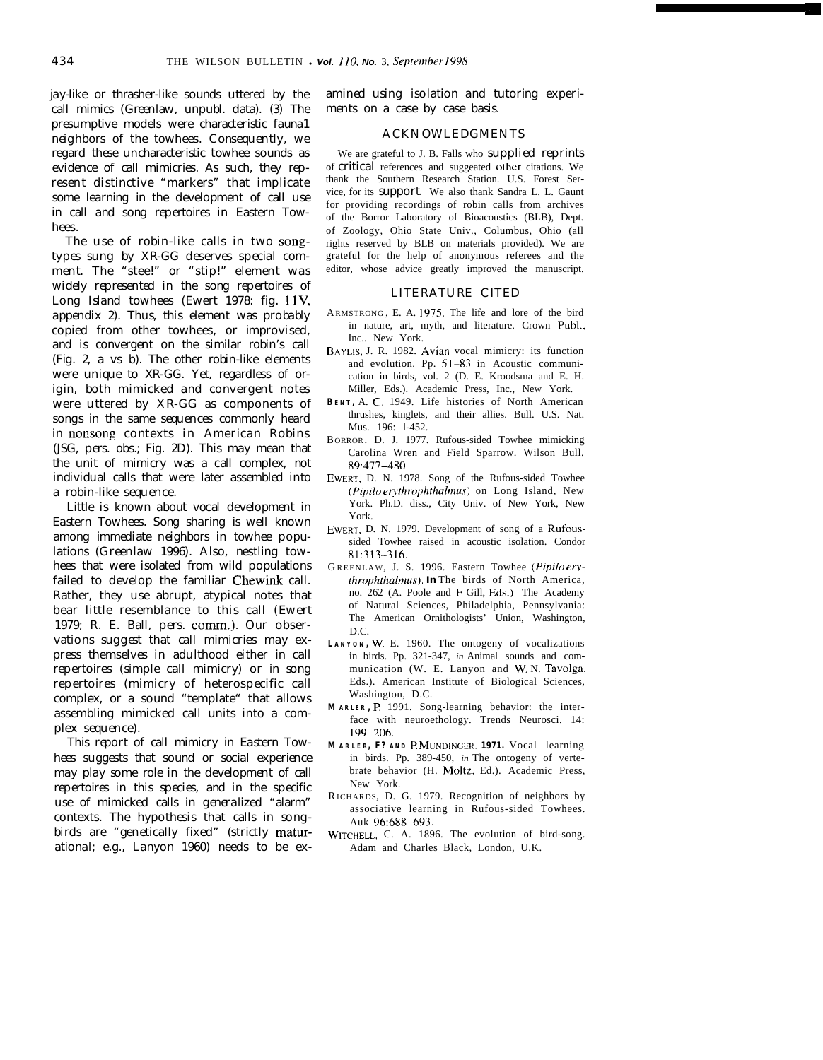jay-like or thrasher-like sounds uttered by the call mimics (Greenlaw, unpubl. data). (3) The presumptive models were characteristic faunal neighbors of the towhees. Consequently, we regard these uncharacteristic towhee sounds as evidence of call mimicries. As such, they represent distinctive "markers" that implicate some learning in the development of call use in call and song repertoires in Eastern Towhees.

The use of robin-like calls in two songtypes sung by XR-GG deserves special comment. The "stee!" or "stip!" element was widely represented in the song repertoires of Long Island towhees (Ewert 1978: fig. 11V, appendix 2). Thus, this element was probably copied from other towhees, or improvised, and is convergent on the similar robin's call (Fig. 2, a vs b). The other robin-like elements were unique to XR-GG. Yet, regardless of origin, both mimicked and convergent notes were uttered by XR-GG as components of songs in the same sequences commonly heard in nonsong contexts in American Robins (JSG, pers. obs.; Fig. 2D). This may mean that the unit of mimicry was a call complex, not individual calls that were later assembled into a robin-like sequence.

Little is known about vocal development in Eastern Towhees. Song sharing is well known among immediate neighbors in towhee populations (Greenlaw 1996). Also, nestling towhees that were isolated from wild populations failed to develop the familiar Chewink call. Rather, they use abrupt, atypical notes that bear little resemblance to this call (Ewert 1979; R. E. Ball, pers. comm.). Our observations suggest that call mimicries may express themselves in adulthood either in call repertoires (simple call mimicry) or in song repertoires (mimicry of heterospecific call complex, or a sound "template" that allows assembling mimicked call units into a complex sequence).

This report of call mimicry in Eastern Towhees suggests that sound or social experience may play some role in the development of call repertoires in this species, and in the specific use of mimicked calls in generalized "alarm" contexts. The hypothesis that calls in songbirds are "genetically fixed" (strictly maturational; e.g., Lanyon 1960) needs to be examined using isolation and tutoring experiments on a case by case basis.

## ACKNOWLEDGMENTS

We are grateful to J. B. Falls who supplied reprints of critical references and suggeated other citations. We thank the Southern Research Station. U.S. Forest Service, for its support. We also thank Sandra L. L. Gaunt for providing recordings of robin calls from archives of the Borror Laboratory of Bioacoustics (BLB), Dept. of Zoology, Ohio State Univ., Columbus, Ohio (all rights reserved by BLB on materials provided). We are grateful for the help of anonymous referees and the editor, whose advice greatly improved the manuscript.

## LITERATURE CITED

ARMSTRONG, E. A. 1975. The life and lore of the bird in nature, art, myth, and literature. Crown Publ., Inc.. New York.

BAYLIS, J. R. 1982. Avian vocal mimicry: its function and evolution. Pp. 51–83 in Acoustic communication in birds, vol. 2 (D. E. Kroodsma and E. H. Miller, Eds.). Academic Press, Inc., New York.

BENT, A. C. 1949. Life histories of North American thrushes, kinglets, and their allies. Bull. U.S. Nat. Mus. 196: 1-452.

BORROR. D. J. 1977. Rufous-sided Towhee mimicking Carolina Wren and Field Sparrow. Wilson Bull. 89:477–480.

EWERT, D. N. 1978. Song of the Rufous-sided Towhee (*Pipilo erythrophthalmus*) on Long Island, New York. Ph.D. diss., City Univ. of New York, New York.

EWERT, D. N. 1979. Development of song of a Rufous-sided Towhee raised in acoustic isolation. Condor 81:313–316.

GREENLAW, J. S. 1996. Eastern Towhee (*Pipilo erythrophthalmus*). **In** The birds of North America, no. 262 (A. Poole and F. Gill, Eds.). The Academy of Natural Sciences, Philadelphia, Pennsylvania: The American Ornithologists' Union, Washington, D.C.

LANYON, W. E. 1960. The ontogeny of vocalizations in birds. Pp. 321-347, *in* Animal sounds and communication (W. E. Lanyon and W. N. Tavolga, Eds.). American Institute of Biological Sciences, Washington, D.C.

MARLER, P. 1991. Song-learning behavior: the interface with neuroethology. Trends Neurosci. 14: 199–206.

MARLER, P. AND P. MUNDINGER. 1971. Vocal learning in birds. Pp. 389-450, *in* The ontogeny of vertebrate behavior (H. Moltz, Ed.). Academic Press, New York.

RICHARDS, D. G. 1979. Recognition of neighbors by associative learning in Rufous-sided Towhees. Auk 96:688–693.

WITCHELL, C. A. 1896. The evolution of bird-song. Adam and Charles Black, London, U.K.